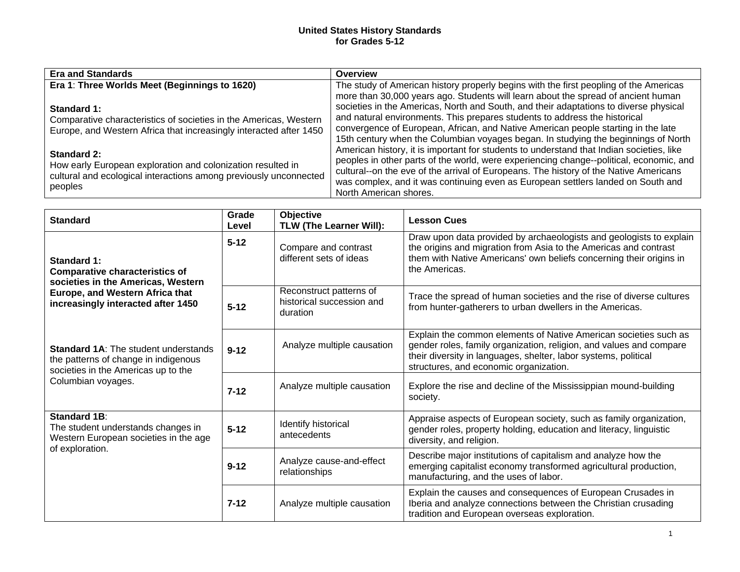# United States History Standards for Grades 5-12

| Era and Standards | Overview |
|---|---|
| **Era 1**: **Three Worlds Meet (Beginnings to 1620)**<br><br>**Standard 1:**<br>Comparative characteristics of societies in the Americas, Western Europe, and Western Africa that increasingly interacted after 1450<br><br>**Standard 2:**<br>How early European exploration and colonization resulted in cultural and ecological interactions among previously unconnected peoples | The study of American history properly begins with the first peopling of the Americas more than 30,000 years ago. Students will learn about the spread of ancient human societies in the Americas, North and South, and their adaptations to diverse physical and natural environments. This prepares students to address the historical convergence of European, African, and Native American people starting in the late 15th century when the Columbian voyages began. In studying the beginnings of North American history, it is important for students to understand that Indian societies, like peoples in other parts of the world, were experiencing change--political, economic, and cultural--on the eve of the arrival of Europeans. The history of the Native Americans was complex, and it was continuing even as European settlers landed on South and North American shores. |

| Standard | Grade Level | Objective<br>TLW (The Learner Will): | Lesson Cues |
|---|---|---|---|
| **Standard 1:**<br>**Comparative characteristics of societies in the Americas, Western Europe, and Western Africa that increasingly interacted after 1450**<br><br>**Standard 1A**: The student understands the patterns of change in indigenous societies in the Americas up to the Columbian voyages. | **5-12** | Compare and contrast different sets of ideas | Draw upon data provided by archaeologists and geologists to explain the origins and migration from Asia to the Americas and contrast them with Native Americans' own beliefs concerning their origins in the Americas. |
| | **5-12** | Reconstruct patterns of historical succession and duration | Trace the spread of human societies and the rise of diverse cultures from hunter-gatherers to urban dwellers in the Americas. |
| | **9-12** | Analyze multiple causation | Explain the common elements of Native American societies such as gender roles, family organization, religion, and values and compare their diversity in languages, shelter, labor systems, political structures, and economic organization. |
| | **7-12** | Analyze multiple causation | Explore the rise and decline of the Mississippian mound-building society. |
| **Standard 1B**:<br>The student understands changes in Western European societies in the age of exploration. | **5-12** | Identify historical antecedents | Appraise aspects of European society, such as family organization, gender roles, property holding, education and literacy, linguistic diversity, and religion. |
| | **9-12** | Analyze cause-and-effect relationships | Describe major institutions of capitalism and analyze how the emerging capitalist economy transformed agricultural production, manufacturing, and the uses of labor. |
| | **7-12** | Analyze multiple causation | Explain the causes and consequences of European Crusades in Iberia and analyze connections between the Christian crusading tradition and European overseas exploration. |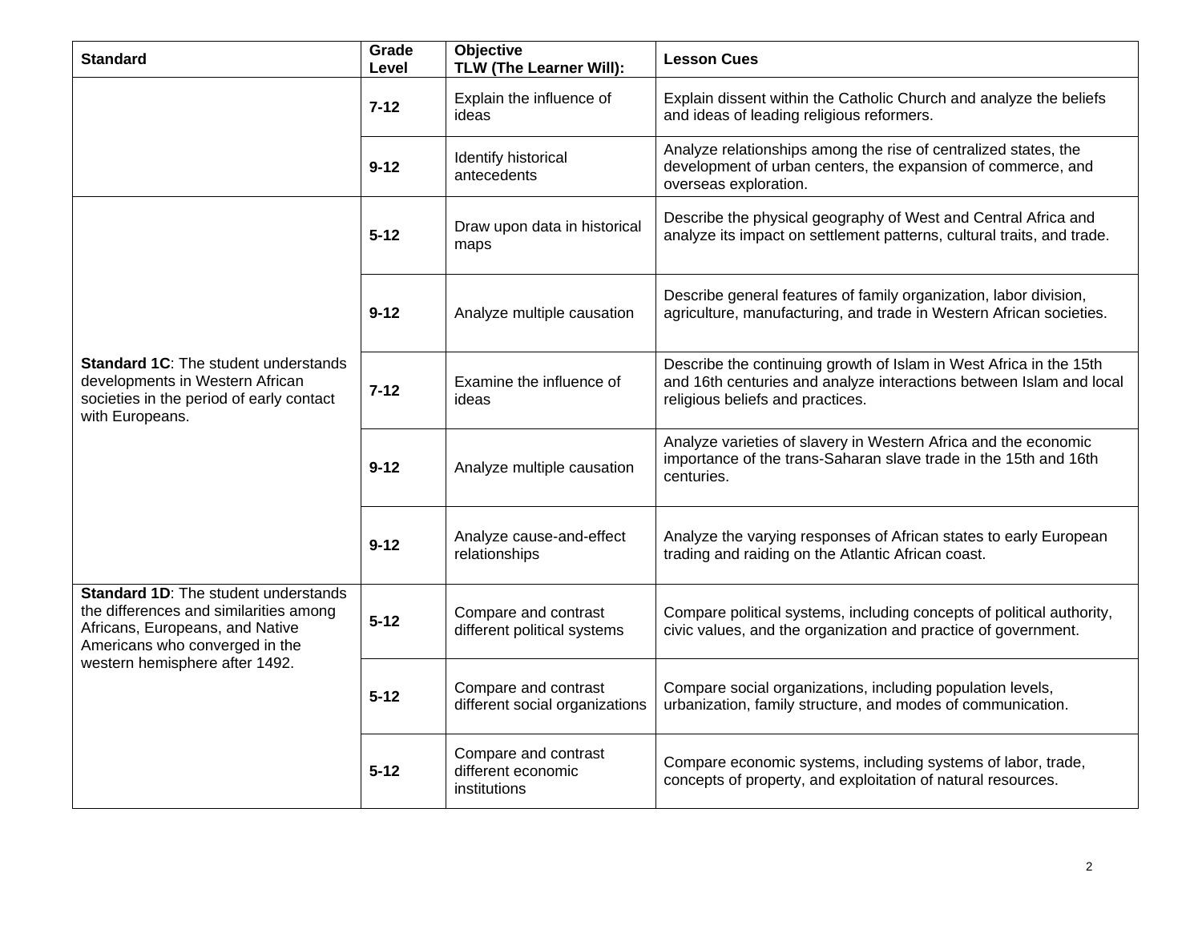| Standard | Grade Level | Objective TLW (The Learner Will): | Lesson Cues |
|---|---|---|---|
| | **7-12** | Explain the influence of ideas | Explain dissent within the Catholic Church and analyze the beliefs and ideas of leading religious reformers. |
| | **9-12** | Identify historical antecedents | Analyze relationships among the rise of centralized states, the development of urban centers, the expansion of commerce, and overseas exploration. |
| **Standard 1C**: The student understands developments in Western African societies in the period of early contact with Europeans. | **5-12** | Draw upon data in historical maps | Describe the physical geography of West and Central Africa and analyze its impact on settlement patterns, cultural traits, and trade. |
| | **9-12** | Analyze multiple causation | Describe general features of family organization, labor division, agriculture, manufacturing, and trade in Western African societies. |
| | **7-12** | Examine the influence of ideas | Describe the continuing growth of Islam in West Africa in the 15th and 16th centuries and analyze interactions between Islam and local religious beliefs and practices. |
| | **9-12** | Analyze multiple causation | Analyze varieties of slavery in Western Africa and the economic importance of the trans-Saharan slave trade in the 15th and 16th centuries. |
| | **9-12** | Analyze cause-and-effect relationships | Analyze the varying responses of African states to early European trading and raiding on the Atlantic African coast. |
| **Standard 1D**: The student understands the differences and similarities among Africans, Europeans, and Native Americans who converged in the western hemisphere after 1492. | **5-12** | Compare and contrast different political systems | Compare political systems, including concepts of political authority, civic values, and the organization and practice of government. |
| | **5-12** | Compare and contrast different social organizations | Compare social organizations, including population levels, urbanization, family structure, and modes of communication. |
| | **5-12** | Compare and contrast different economic institutions | Compare economic systems, including systems of labor, trade, concepts of property, and exploitation of natural resources. |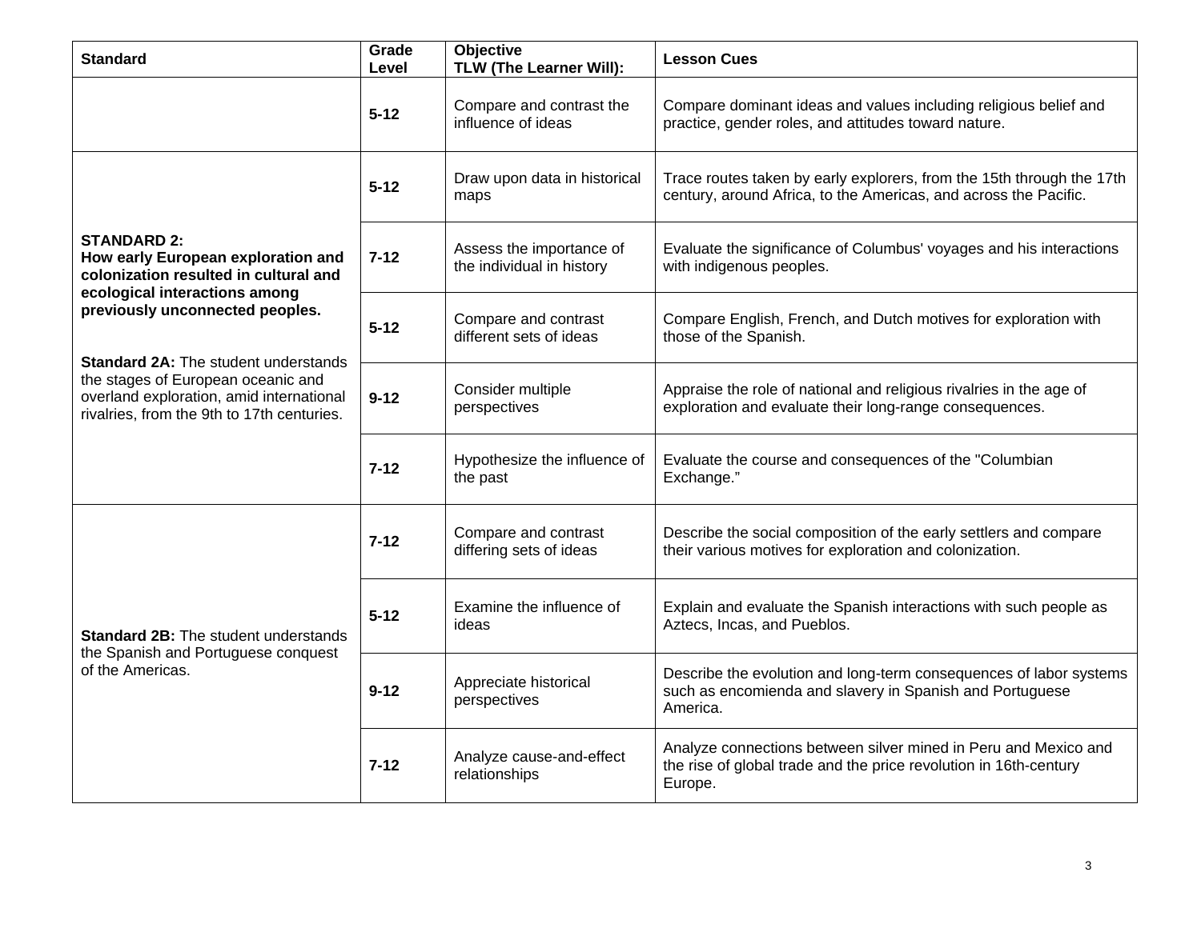| Standard | Grade Level | Objective TLW (The Learner Will): | Lesson Cues |
|---|---|---|---|
| | **5-12** | Compare and contrast the influence of ideas | Compare dominant ideas and values including religious belief and practice, gender roles, and attitudes toward nature. |
| **STANDARD 2: How early European exploration and colonization resulted in cultural and ecological interactions among previously unconnected peoples.** **Standard 2A:** The student understands the stages of European oceanic and overland exploration, amid international rivalries, from the 9th to 17th centuries. | **5-12** | Draw upon data in historical maps | Trace routes taken by early explorers, from the 15th through the 17th century, around Africa, to the Americas, and across the Pacific. |
| | **7-12** | Assess the importance of the individual in history | Evaluate the significance of Columbus' voyages and his interactions with indigenous peoples. |
| | **5-12** | Compare and contrast different sets of ideas | Compare English, French, and Dutch motives for exploration with those of the Spanish. |
| | **9-12** | Consider multiple perspectives | Appraise the role of national and religious rivalries in the age of exploration and evaluate their long-range consequences. |
| | **7-12** | Hypothesize the influence of the past | Evaluate the course and consequences of the "Columbian Exchange." |
| **Standard 2B:** The student understands the Spanish and Portuguese conquest of the Americas. | **7-12** | Compare and contrast differing sets of ideas | Describe the social composition of the early settlers and compare their various motives for exploration and colonization. |
| | **5-12** | Examine the influence of ideas | Explain and evaluate the Spanish interactions with such people as Aztecs, Incas, and Pueblos. |
| | **9-12** | Appreciate historical perspectives | Describe the evolution and long-term consequences of labor systems such as encomienda and slavery in Spanish and Portuguese America. |
| | **7-12** | Analyze cause-and-effect relationships | Analyze connections between silver mined in Peru and Mexico and the rise of global trade and the price revolution in 16th-century Europe. |